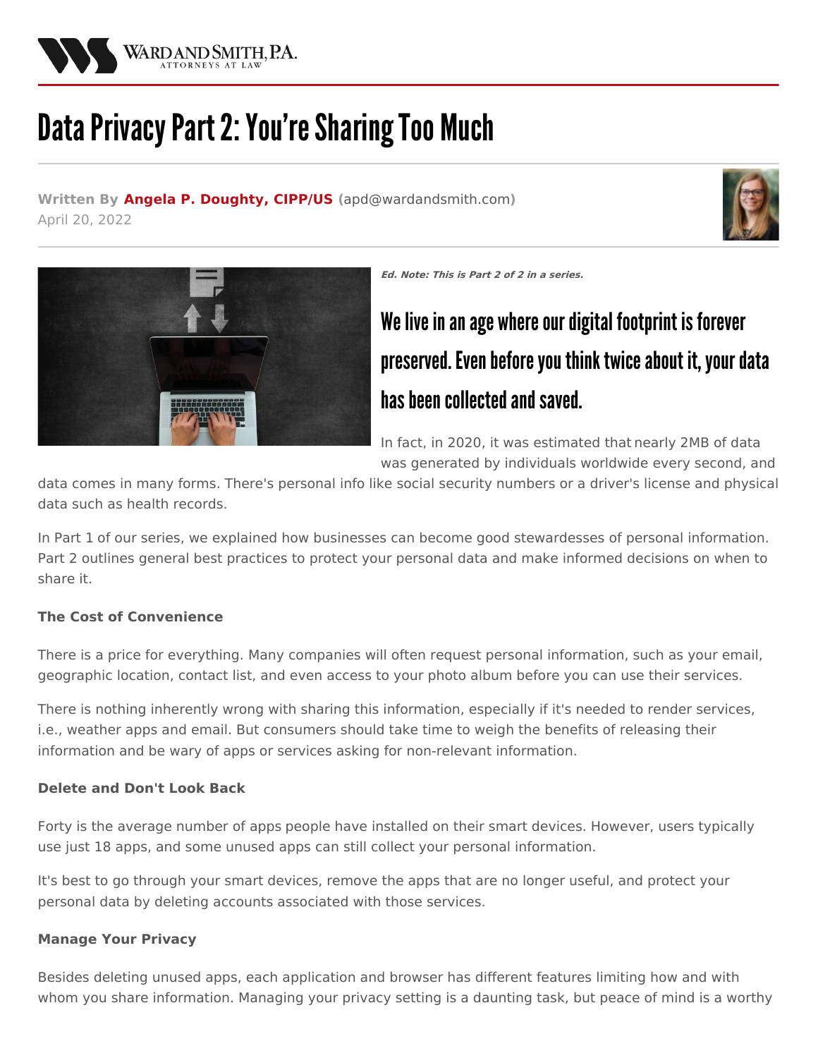# Data Privacy Part 2: You're Sharing Too Much

**Written By Angela P. Doughty, CIPP/US** (apd@wardandsmith.com)
April 20, 2022

***Ed. Note: This is Part 2 of 2 in a series.***

## We live in an age where our digital footprint is forever preserved. Even before you think twice about it, your data has been collected and saved.

In fact, in 2020, it was estimated that nearly 2MB of data was generated by individuals worldwide every second, and data comes in many forms. There's personal info like social security numbers or a driver's license and physical data such as health records.

In Part 1 of our series, we explained how businesses can become good stewardesses of personal information. Part 2 outlines general best practices to protect your personal data and make informed decisions on when to share it.

**The Cost of Convenience**

There is a price for everything. Many companies will often request personal information, such as your email, geographic location, contact list, and even access to your photo album before you can use their services.

There is nothing inherently wrong with sharing this information, especially if it's needed to render services, i.e., weather apps and email. But consumers should take time to weigh the benefits of releasing their information and be wary of apps or services asking for non-relevant information.

**Delete and Don't Look Back**

Forty is the average number of apps people have installed on their smart devices. However, users typically use just 18 apps, and some unused apps can still collect your personal information.

It's best to go through your smart devices, remove the apps that are no longer useful, and protect your personal data by deleting accounts associated with those services.

**Manage Your Privacy**

Besides deleting unused apps, each application and browser has different features limiting how and with whom you share information. Managing your privacy setting is a daunting task, but peace of mind is a worthy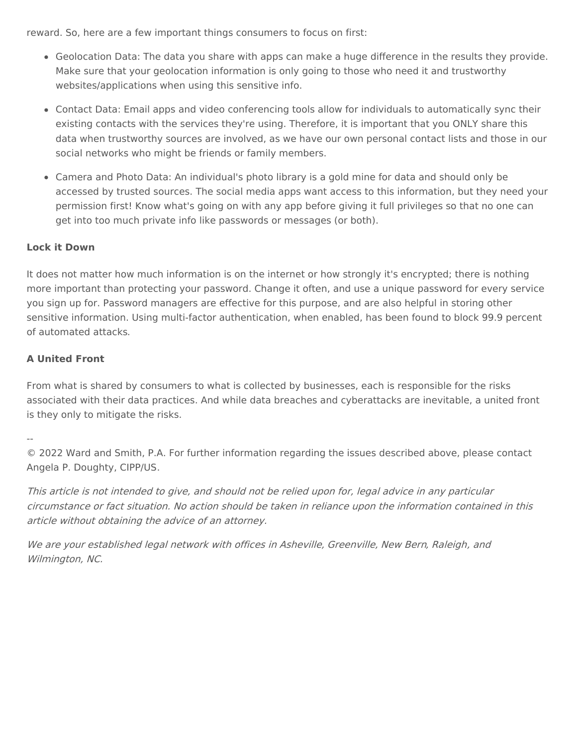reward. So, here are a few important things consumers to focus on first:

- Geolocation Data: The data you share with apps can make a huge difference in the results they provide. Make sure that your geolocation information is only going to those who need it and trustworthy websites/applications when using this sensitive info.
- Contact Data: Email apps and video conferencing tools allow for individuals to automatically sync their existing contacts with the services they're using. Therefore, it is important that you ONLY share this data when trustworthy sources are involved, as we have our own personal contact lists and those in our social networks who might be friends or family members.
- Camera and Photo Data: An individual's photo library is a gold mine for data and should only be accessed by trusted sources. The social media apps want access to this information, but they need your permission first! Know what's going on with any app before giving it full privileges so that no one can get into too much private info like passwords or messages (or both).

**Lock it Down**

It does not matter how much information is on the internet or how strongly it's encrypted; there is nothing more important than protecting your password. Change it often, and use a unique password for every service you sign up for. Password managers are effective for this purpose, and are also helpful in storing other sensitive information. Using multi-factor authentication, when enabled, has been found to block 99.9 percent of automated attacks.

**A United Front**

From what is shared by consumers to what is collected by businesses, each is responsible for the risks associated with their data practices. And while data breaches and cyberattacks are inevitable, a united front is they only to mitigate the risks.

--
© 2022 Ward and Smith, P.A. For further information regarding the issues described above, please contact Angela P. Doughty, CIPP/US.

*This article is not intended to give, and should not be relied upon for, legal advice in any particular circumstance or fact situation. No action should be taken in reliance upon the information contained in this article without obtaining the advice of an attorney.*

*We are your established legal network with offices in Asheville, Greenville, New Bern, Raleigh, and Wilmington, NC.*